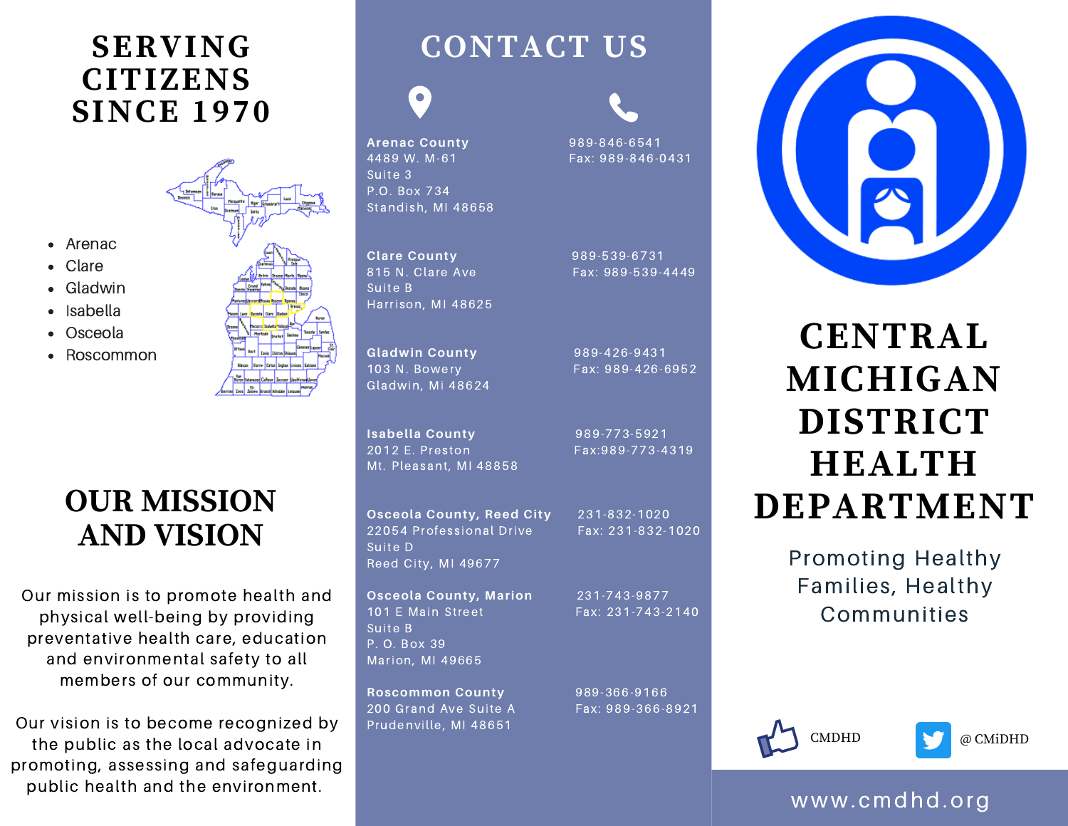# SERVING CITIZENS SINCE 1970

- Arenac
- Clare
- Gladwin
- Isabella
- Osceola
- Roscommon

## OUR MISSION AND VISION

Our mission is to promote health and physical well-being by providing preventative health care, education and environmental safety to all members of our community.

Our vision is to become recognized by the public as the local advocate in promoting, assessing and safeguarding public health and the environment.

## CONTACT US

**Arenac County**
4489 W. M-61
Suite 3
P.O. Box 734
Standish, MI 48658
989-846-6541
Fax: 989-846-0431

**Clare County**
815 N. Clare Ave
Suite B
Harrison, MI 48625
989-539-6731
Fax: 989-539-4449

**Gladwin County**
103 N. Bowery
Gladwin, Mi 48624
989-426-9431
Fax: 989-426-6952

**Isabella County**
2012 E. Preston
Mt. Pleasant, MI 48858
989-773-5921
Fax:989-773-4319

**Osceola County, Reed City**
22054 Professional Drive
Suite D
Reed City, MI 49677
231-832-1020
Fax: 231-832-1020

**Osceola County, Marion**
101 E Main Street
Suite B
P. O. Box 39
Marion, MI 49665
231-743-9877
Fax: 231-743-2140

**Roscommon County**
200 Grand Ave Suite A
Prudenville, MI 48651
989-366-9166
Fax: 989-366-8921

# CENTRAL MICHIGAN DISTRICT HEALTH DEPARTMENT

Promoting Healthy Families, Healthy Communities

CMDHD

@ CMiDHD

www.cmdhd.org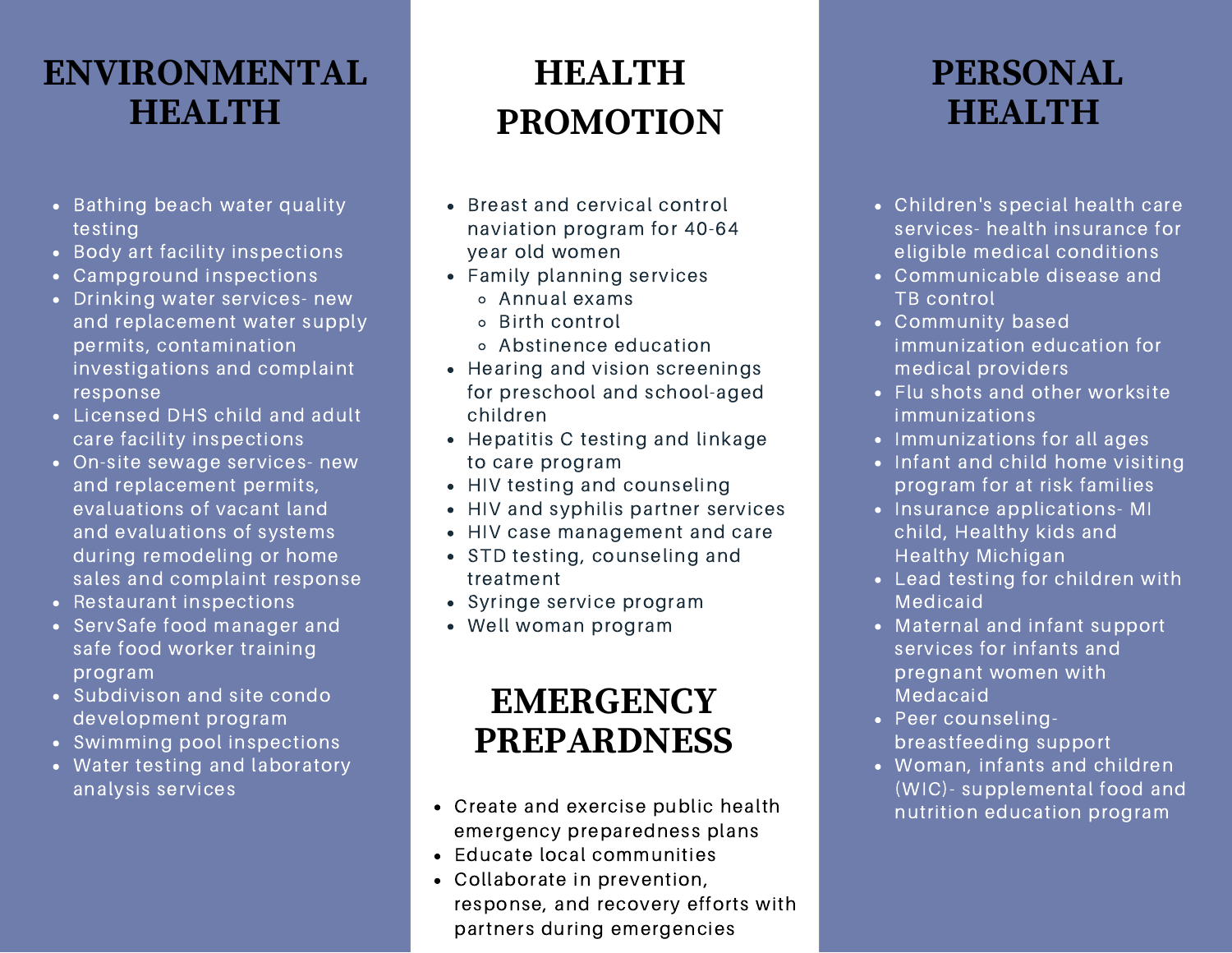# ENVIRONMENTAL HEALTH

- Bathing beach water quality testing
- Body art facility inspections
- Campground inspections
- Drinking water services- new and replacement water supply permits, contamination investigations and complaint response
- Licensed DHS child and adult care facility inspections
- On-site sewage services- new and replacement permits, evaluations of vacant land and evaluations of systems during remodeling or home sales and complaint response
- Restaurant inspections
- ServSafe food manager and safe food worker training program
- Subdivison and site condo development program
- Swimming pool inspections
- Water testing and laboratory analysis services

# HEALTH PROMOTION

- Breast and cervical control naviation program for 40-64 year old women
- Family planning services
  - Annual exams
  - Birth control
  - Abstinence education
- Hearing and vision screenings for preschool and school-aged children
- Hepatitis C testing and linkage to care program
- HIV testing and counseling
- HIV and syphilis partner services
- HIV case management and care
- STD testing, counseling and treatment
- Syringe service program
- Well woman program

# EMERGENCY PREPAREDNESS

- Create and exercise public health emergency preparedness plans
- Educate local communities
- Collaborate in prevention, response, and recovery efforts with partners during emergencies

# PERSONAL HEALTH

- Children's special health care services- health insurance for eligible medical conditions
- Communicable disease and TB control
- Community based immunization education for medical providers
- Flu shots and other worksite immunizations
- Immunizations for all ages
- Infant and child home visiting program for at risk families
- Insurance applications- MI child, Healthy kids and Healthy Michigan
- Lead testing for children with Medicaid
- Maternal and infant support services for infants and pregnant women with Medacaid
- Peer counseling- breastfeeding support
- Woman, infants and children (WIC)- supplemental food and nutrition education program